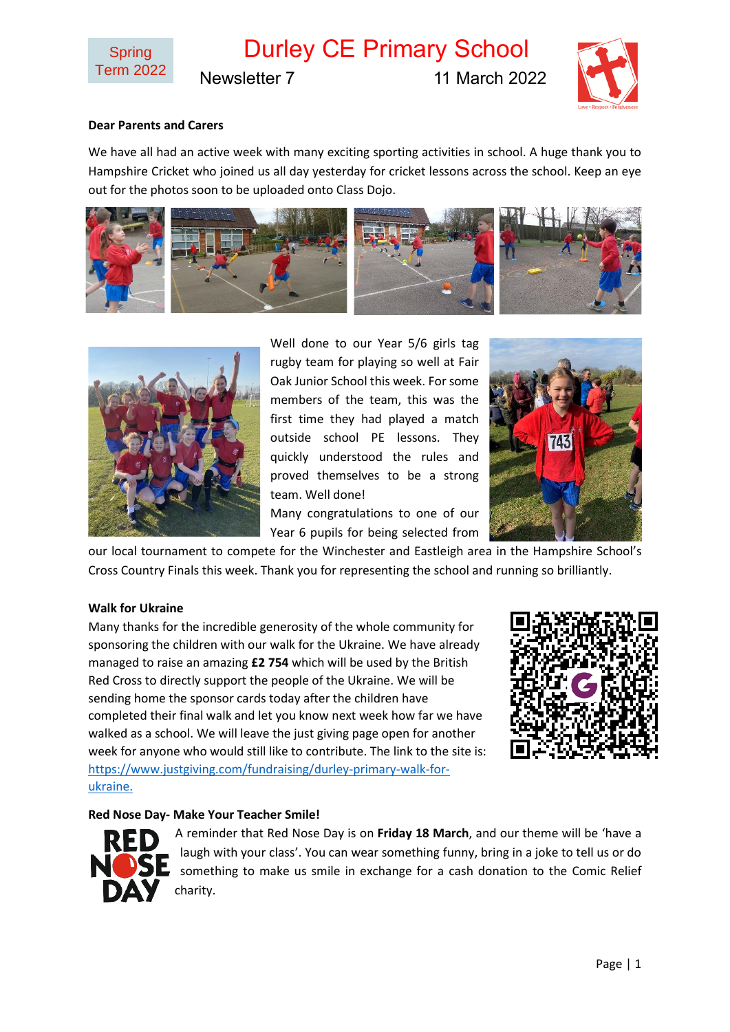Spring Term 2022

# Durley CE Primary School

Newsletter 7 11 March 2022

**Dear Parents and Carers**

We have all had an active week with many exciting sporting activities in school. A huge thank you to Hampshire Cricket who joined us all day yesterday for cricket lessons across the school. Keep an eye out for the photos soon to be uploaded onto Class Dojo.

Well done to our Year 5/6 girls tag rugby team for playing so well at Fair Oak Junior School this week. For some members of the team, this was the first time they had played a match outside school PE lessons. They quickly understood the rules and proved themselves to be a strong team. Well done!

Many congratulations to one of our Year 6 pupils for being selected from our local tournament to compete for the Winchester and Eastleigh area in the Hampshire School's Cross Country Finals this week. Thank you for representing the school and running so brilliantly.

**Walk for Ukraine**

Many thanks for the incredible generosity of the whole community for sponsoring the children with our walk for the Ukraine. We have already managed to raise an amazing **£2 754** which will be used by the British Red Cross to directly support the people of the Ukraine. We will be sending home the sponsor cards today after the children have completed their final walk and let you know next week how far we have walked as a school. We will leave the just giving page open for another week for anyone who would still like to contribute. The link to the site is: https://www.justgiving.com/fundraising/durley-primary-walk-for-ukraine.

**Red Nose Day- Make Your Teacher Smile!**

A reminder that Red Nose Day is on **Friday 18 March**, and our theme will be 'have a laugh with your class'. You can wear something funny, bring in a joke to tell us or do something to make us smile in exchange for a cash donation to the Comic Relief charity.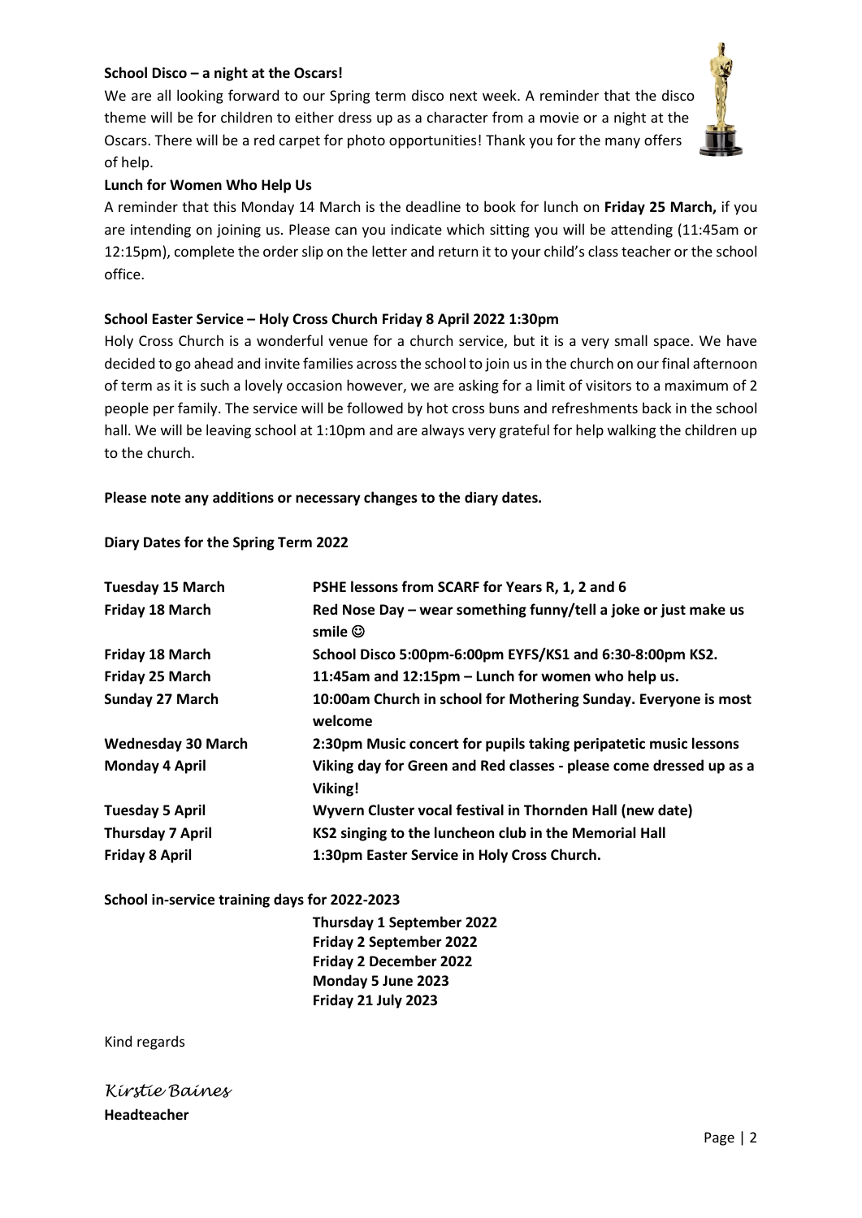**School Disco – a night at the Oscars!**

We are all looking forward to our Spring term disco next week. A reminder that the disco theme will be for children to either dress up as a character from a movie or a night at the Oscars. There will be a red carpet for photo opportunities! Thank you for the many offers of help.

**Lunch for Women Who Help Us**

A reminder that this Monday 14 March is the deadline to book for lunch on **Friday 25 March,** if you are intending on joining us. Please can you indicate which sitting you will be attending (11:45am or 12:15pm), complete the order slip on the letter and return it to your child's class teacher or the school office.

**School Easter Service – Holy Cross Church Friday 8 April 2022 1:30pm**

Holy Cross Church is a wonderful venue for a church service, but it is a very small space. We have decided to go ahead and invite families across the school to join us in the church on our final afternoon of term as it is such a lovely occasion however, we are asking for a limit of visitors to a maximum of 2 people per family. The service will be followed by hot cross buns and refreshments back in the school hall. We will be leaving school at 1:10pm and are always very grateful for help walking the children up to the church.

**Please note any additions or necessary changes to the diary dates.**

**Diary Dates for the Spring Term 2022**

| | |
|---|---|
| **Tuesday 15 March** | **PSHE lessons from SCARF for Years R, 1, 2 and 6** |
| **Friday 18 March** | **Red Nose Day – wear something funny/tell a joke or just make us smile ☺** |
| **Friday 18 March** | **School Disco 5:00pm-6:00pm EYFS/KS1 and 6:30-8:00pm KS2.** |
| **Friday 25 March** | **11:45am and 12:15pm – Lunch for women who help us.** |
| **Sunday 27 March** | **10:00am Church in school for Mothering Sunday. Everyone is most welcome** |
| **Wednesday 30 March** | **2:30pm Music concert for pupils taking peripatetic music lessons** |
| **Monday 4 April** | **Viking day for Green and Red classes - please come dressed up as a Viking!** |
| **Tuesday 5 April** | **Wyvern Cluster vocal festival in Thornden Hall (new date)** |
| **Thursday 7 April** | **KS2 singing to the luncheon club in the Memorial Hall** |
| **Friday 8 April** | **1:30pm Easter Service in Holy Cross Church.** |

**School in-service training days for 2022-2023**

**Thursday 1 September 2022**
**Friday 2 September 2022**
**Friday 2 December 2022**
**Monday 5 June 2023**
**Friday 21 July 2023**

Kind regards

*Kirstie Baines*
**Headteacher**